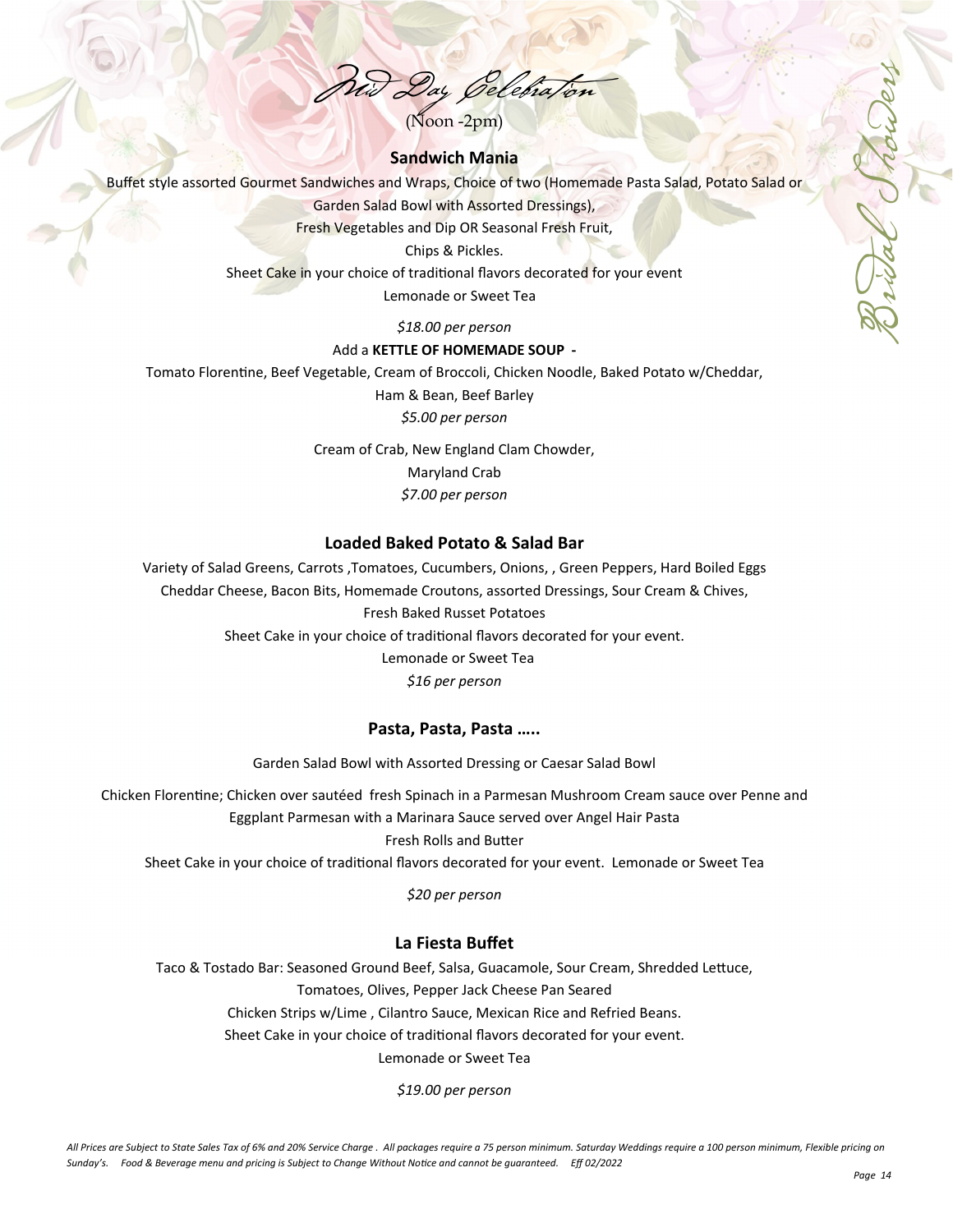# Mid Day Celebration

(Noon -2pm)

Bridal Shower

## Sandwich Mania

Buffet style assorted Gourmet Sandwiches and Wraps, Choice of two (Homemade Pasta Salad, Potato Salad or Garden Salad Bowl with Assorted Dressings),
Fresh Vegetables and Dip OR Seasonal Fresh Fruit,
Chips & Pickles.
Sheet Cake in your choice of traditional flavors decorated for your event
Lemonade or Sweet Tea

*$18.00 per person*

Add a **KETTLE OF HOMEMADE SOUP -**

Tomato Florentine, Beef Vegetable, Cream of Broccoli, Chicken Noodle, Baked Potato w/Cheddar, Ham & Bean, Beef Barley

*$5.00 per person*

Cream of Crab, New England Clam Chowder,
Maryland Crab

*$7.00 per person*

## Loaded Baked Potato & Salad Bar

Variety of Salad Greens, Carrots ,Tomatoes, Cucumbers, Onions, , Green Peppers, Hard Boiled Eggs
Cheddar Cheese, Bacon Bits, Homemade Croutons, assorted Dressings, Sour Cream & Chives,
Fresh Baked Russet Potatoes
Sheet Cake in your choice of traditional flavors decorated for your event.
Lemonade or Sweet Tea

*$16 per person*

## Pasta, Pasta, Pasta …..

Garden Salad Bowl with Assorted Dressing or Caesar Salad Bowl

Chicken Florentine; Chicken over sautéed fresh Spinach in a Parmesan Mushroom Cream sauce over Penne and
Eggplant Parmesan with a Marinara Sauce served over Angel Hair Pasta
Fresh Rolls and Butter
Sheet Cake in your choice of traditional flavors decorated for your event. Lemonade or Sweet Tea

*$20 per person*

## La Fiesta Buffet

Taco & Tostado Bar: Seasoned Ground Beef, Salsa, Guacamole, Sour Cream, Shredded Lettuce,
Tomatoes, Olives, Pepper Jack Cheese Pan Seared
Chicken Strips w/Lime , Cilantro Sauce, Mexican Rice and Refried Beans.
Sheet Cake in your choice of traditional flavors decorated for your event.
Lemonade or Sweet Tea

*$19.00 per person*

*All Prices are Subject to State Sales Tax of 6% and 20% Service Charge . All packages require a 75 person minimum. Saturday Weddings require a 100 person minimum, Flexible pricing on Sunday's. Food & Beverage menu and pricing is Subject to Change Without Notice and cannot be guaranteed. Eff 02/2022*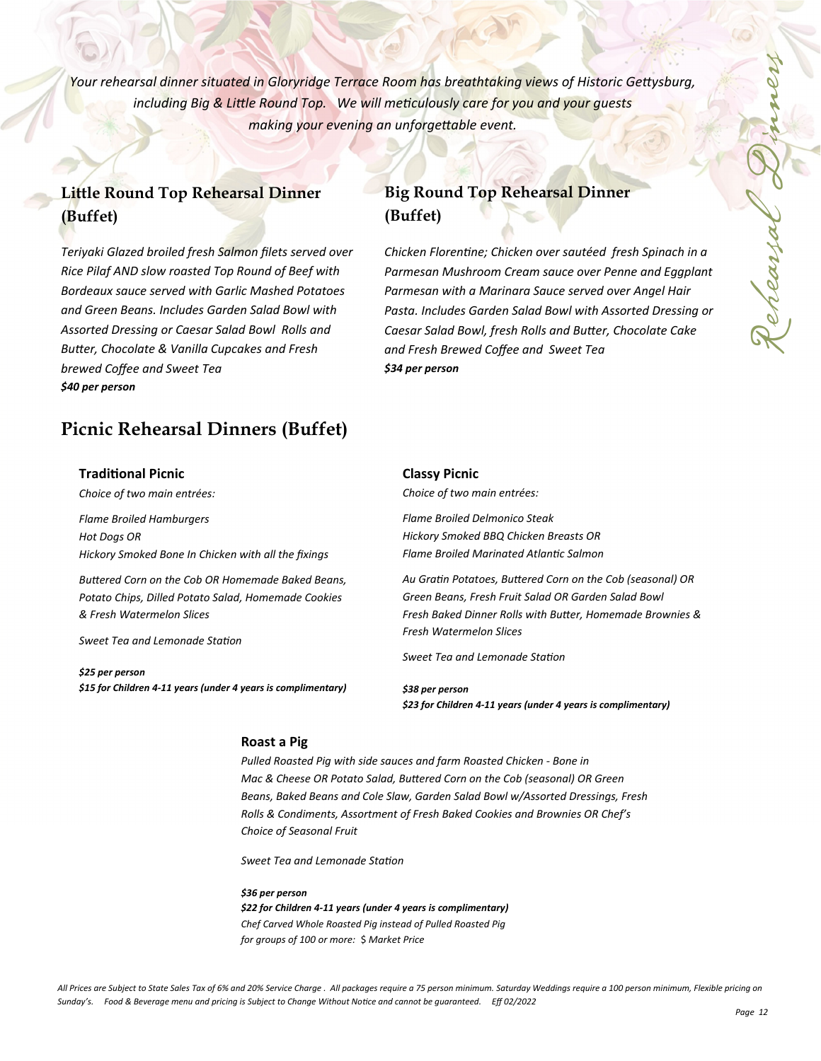*Your rehearsal dinner situated in Gloryridge Terrace Room has breathtaking views of Historic Gettysburg, including Big & Little Round Top. We will meticulously care for you and your guests making your evening an unforgettable event.*

Rehearsal Dinners

## Little Round Top Rehearsal Dinner (Buffet)

*Teriyaki Glazed broiled fresh Salmon filets served over Rice Pilaf AND slow roasted Top Round of Beef with Bordeaux sauce served with Garlic Mashed Potatoes and Green Beans. Includes Garden Salad Bowl with Assorted Dressing or Caesar Salad Bowl Rolls and Butter, Chocolate & Vanilla Cupcakes and Fresh brewed Coffee and Sweet Tea*

***$40 per person***

## Big Round Top Rehearsal Dinner (Buffet)

*Chicken Florentine; Chicken over sautéed fresh Spinach in a Parmesan Mushroom Cream sauce over Penne and Eggplant Parmesan with a Marinara Sauce served over Angel Hair Pasta. Includes Garden Salad Bowl with Assorted Dressing or Caesar Salad Bowl, fresh Rolls and Butter, Chocolate Cake and Fresh Brewed Coffee and Sweet Tea*

***$34 per person***

# Picnic Rehearsal Dinners (Buffet)

### Traditional Picnic

*Choice of two main entrées:*

*Flame Broiled Hamburgers*
*Hot Dogs OR*
*Hickory Smoked Bone In Chicken with all the fixings*

*Buttered Corn on the Cob OR Homemade Baked Beans, Potato Chips, Dilled Potato Salad, Homemade Cookies & Fresh Watermelon Slices*

*Sweet Tea and Lemonade Station*

***$25 per person***
***$15 for Children 4-11 years (under 4 years is complimentary)***

### Classy Picnic

*Choice of two main entrées:*

*Flame Broiled Delmonico Steak*
*Hickory Smoked BBQ Chicken Breasts OR*
*Flame Broiled Marinated Atlantic Salmon*

*Au Gratin Potatoes, Buttered Corn on the Cob (seasonal) OR Green Beans, Fresh Fruit Salad OR Garden Salad Bowl Fresh Baked Dinner Rolls with Butter, Homemade Brownies & Fresh Watermelon Slices*

*Sweet Tea and Lemonade Station*

***$38 per person***
***$23 for Children 4-11 years (under 4 years is complimentary)***

### Roast a Pig

*Pulled Roasted Pig with side sauces and farm Roasted Chicken - Bone in Mac & Cheese OR Potato Salad, Buttered Corn on the Cob (seasonal) OR Green Beans, Baked Beans and Cole Slaw, Garden Salad Bowl w/Assorted Dressings, Fresh Rolls & Condiments, Assortment of Fresh Baked Cookies and Brownies OR Chef's Choice of Seasonal Fruit*

*Sweet Tea and Lemonade Station*

***$36 per person***
***$22 for Children 4-11 years (under 4 years is complimentary)***
*Chef Carved Whole Roasted Pig instead of Pulled Roasted Pig for groups of 100 or more: $ Market Price*

*All Prices are Subject to State Sales Tax of 6% and 20% Service Charge . All packages require a 75 person minimum. Saturday Weddings require a 100 person minimum, Flexible pricing on Sunday's. Food & Beverage menu and pricing is Subject to Change Without Notice and cannot be guaranteed. Eff 02/2022*